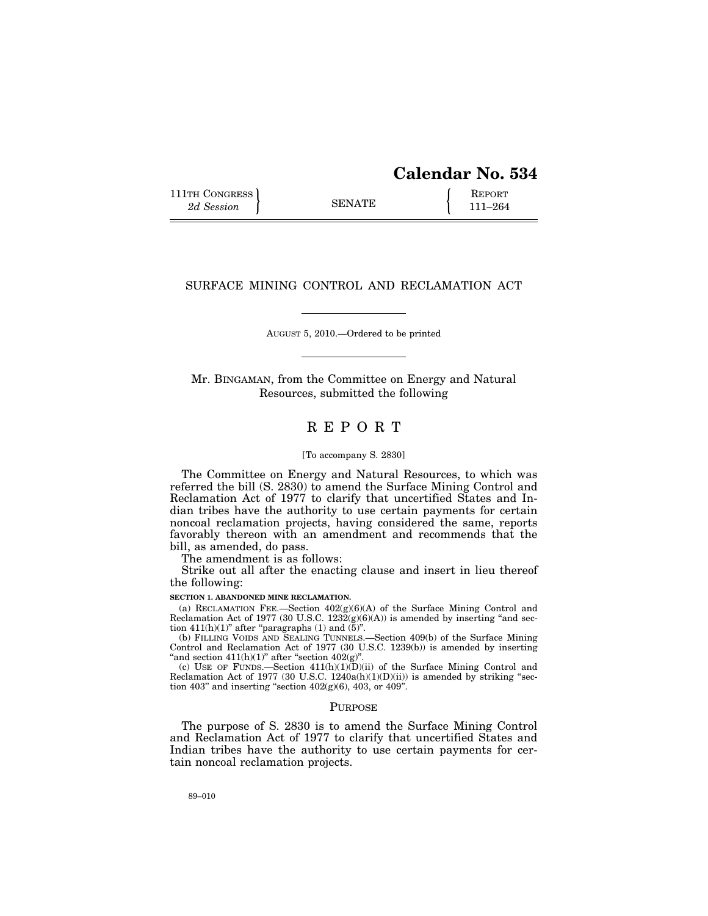# Calendar No. 534

111TH CONGRESS
2d Session

SENATE

REPORT
111–264

## SURFACE MINING CONTROL AND RECLAMATION ACT

AUGUST 5, 2010.—Ordered to be printed

Mr. BINGAMAN, from the Committee on Energy and Natural Resources, submitted the following

## REPORT

[To accompany S. 2830]

The Committee on Energy and Natural Resources, to which was referred the bill (S. 2830) to amend the Surface Mining Control and Reclamation Act of 1977 to clarify that uncertified States and Indian tribes have the authority to use certain payments for certain noncoal reclamation projects, having considered the same, reports favorably thereon with an amendment and recommends that the bill, as amended, do pass.

The amendment is as follows:

Strike out all after the enacting clause and insert in lieu thereof the following:

**SECTION 1. ABANDONED MINE RECLAMATION.**

(a) RECLAMATION FEE.—Section 402(g)(6)(A) of the Surface Mining Control and Reclamation Act of 1977 (30 U.S.C. 1232(g)(6)(A)) is amended by inserting "and section 411(h)(1)" after "paragraphs (1) and (5)".

(b) FILLING VOIDS AND SEALING TUNNELS.—Section 409(b) of the Surface Mining Control and Reclamation Act of 1977 (30 U.S.C. 1239(b)) is amended by inserting "and section 411(h)(1)" after "section 402(g)".

(c) USE OF FUNDS.—Section 411(h)(1)(D)(ii) of the Surface Mining Control and Reclamation Act of 1977 (30 U.S.C. 1240a(h)(1)(D)(ii)) is amended by striking "section 403" and inserting "section 402(g)(6), 403, or 409".

### PURPOSE

The purpose of S. 2830 is to amend the Surface Mining Control and Reclamation Act of 1977 to clarify that uncertified States and Indian tribes have the authority to use certain payments for certain noncoal reclamation projects.

89–010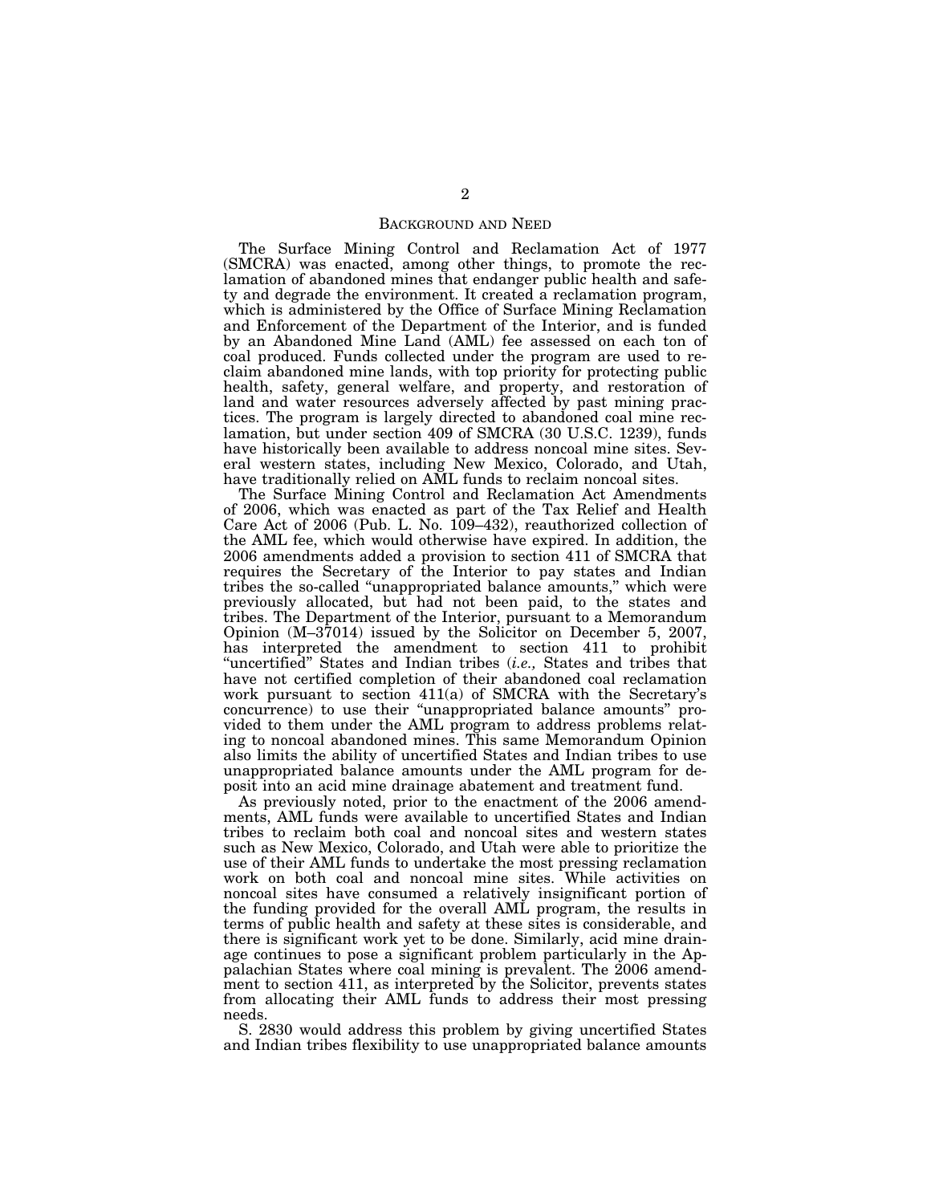## Background and Need

The Surface Mining Control and Reclamation Act of 1977 (SMCRA) was enacted, among other things, to promote the reclamation of abandoned mines that endanger public health and safety and degrade the environment. It created a reclamation program, which is administered by the Office of Surface Mining Reclamation and Enforcement of the Department of the Interior, and is funded by an Abandoned Mine Land (AML) fee assessed on each ton of coal produced. Funds collected under the program are used to reclaim abandoned mine lands, with top priority for protecting public health, safety, general welfare, and property, and restoration of land and water resources adversely affected by past mining practices. The program is largely directed to abandoned coal mine reclamation, but under section 409 of SMCRA (30 U.S.C. 1239), funds have historically been available to address noncoal mine sites. Several western states, including New Mexico, Colorado, and Utah, have traditionally relied on AML funds to reclaim noncoal sites.

The Surface Mining Control and Reclamation Act Amendments of 2006, which was enacted as part of the Tax Relief and Health Care Act of 2006 (Pub. L. No. 109–432), reauthorized collection of the AML fee, which would otherwise have expired. In addition, the 2006 amendments added a provision to section 411 of SMCRA that requires the Secretary of the Interior to pay states and Indian tribes the so-called "unappropriated balance amounts," which were previously allocated, but had not been paid, to the states and tribes. The Department of the Interior, pursuant to a Memorandum Opinion (M–37014) issued by the Solicitor on December 5, 2007, has interpreted the amendment to section 411 to prohibit "uncertified" States and Indian tribes (*i.e.,* States and tribes that have not certified completion of their abandoned coal reclamation work pursuant to section 411(a) of SMCRA with the Secretary's concurrence) to use their "unappropriated balance amounts" provided to them under the AML program to address problems relating to noncoal abandoned mines. This same Memorandum Opinion also limits the ability of uncertified States and Indian tribes to use unappropriated balance amounts under the AML program for deposit into an acid mine drainage abatement and treatment fund.

As previously noted, prior to the enactment of the 2006 amendments, AML funds were available to uncertified States and Indian tribes to reclaim both coal and noncoal sites and western states such as New Mexico, Colorado, and Utah were able to prioritize the use of their AML funds to undertake the most pressing reclamation work on both coal and noncoal mine sites. While activities on noncoal sites have consumed a relatively insignificant portion of the funding provided for the overall AML program, the results in terms of public health and safety at these sites is considerable, and there is significant work yet to be done. Similarly, acid mine drainage continues to pose a significant problem particularly in the Appalachian States where coal mining is prevalent. The 2006 amendment to section 411, as interpreted by the Solicitor, prevents states from allocating their AML funds to address their most pressing needs.

S. 2830 would address this problem by giving uncertified States and Indian tribes flexibility to use unappropriated balance amounts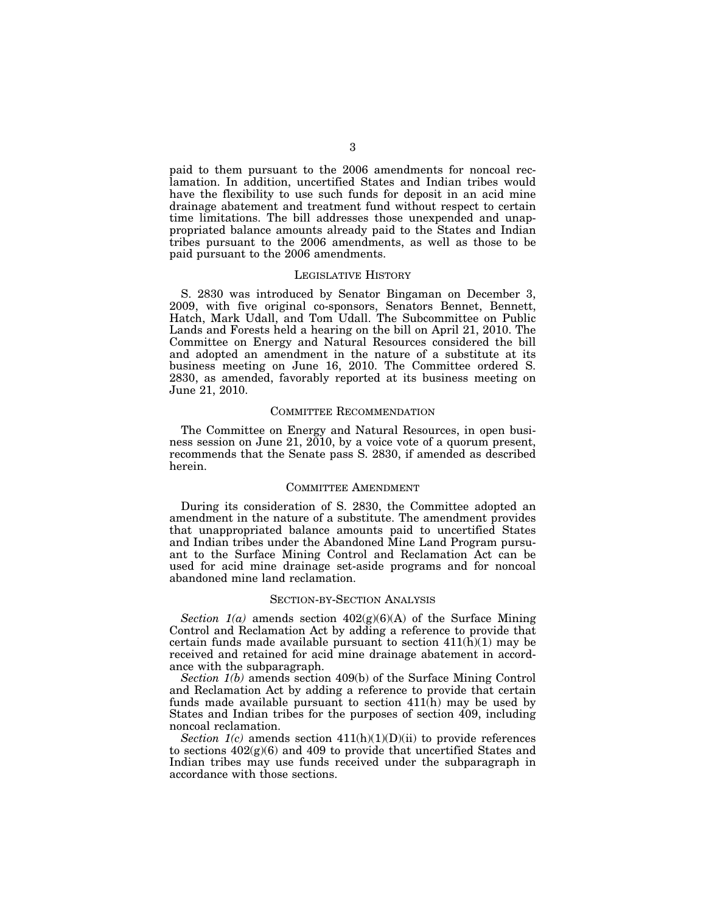paid to them pursuant to the 2006 amendments for noncoal reclamation. In addition, uncertified States and Indian tribes would have the flexibility to use such funds for deposit in an acid mine drainage abatement and treatment fund without respect to certain time limitations. The bill addresses those unexpended and unappropriated balance amounts already paid to the States and Indian tribes pursuant to the 2006 amendments, as well as those to be paid pursuant to the 2006 amendments.

## LEGISLATIVE HISTORY

S. 2830 was introduced by Senator Bingaman on December 3, 2009, with five original co-sponsors, Senators Bennet, Bennett, Hatch, Mark Udall, and Tom Udall. The Subcommittee on Public Lands and Forests held a hearing on the bill on April 21, 2010. The Committee on Energy and Natural Resources considered the bill and adopted an amendment in the nature of a substitute at its business meeting on June 16, 2010. The Committee ordered S. 2830, as amended, favorably reported at its business meeting on June 21, 2010.

## COMMITTEE RECOMMENDATION

The Committee on Energy and Natural Resources, in open business session on June 21, 2010, by a voice vote of a quorum present, recommends that the Senate pass S. 2830, if amended as described herein.

## COMMITTEE AMENDMENT

During its consideration of S. 2830, the Committee adopted an amendment in the nature of a substitute. The amendment provides that unappropriated balance amounts paid to uncertified States and Indian tribes under the Abandoned Mine Land Program pursuant to the Surface Mining Control and Reclamation Act can be used for acid mine drainage set-aside programs and for noncoal abandoned mine land reclamation.

## SECTION-BY-SECTION ANALYSIS

*Section 1(a)* amends section 402(g)(6)(A) of the Surface Mining Control and Reclamation Act by adding a reference to provide that certain funds made available pursuant to section 411(h)(1) may be received and retained for acid mine drainage abatement in accordance with the subparagraph.

*Section 1(b)* amends section 409(b) of the Surface Mining Control and Reclamation Act by adding a reference to provide that certain funds made available pursuant to section 411(h) may be used by States and Indian tribes for the purposes of section 409, including noncoal reclamation.

*Section 1(c)* amends section 411(h)(1)(D)(ii) to provide references to sections 402(g)(6) and 409 to provide that uncertified States and Indian tribes may use funds received under the subparagraph in accordance with those sections.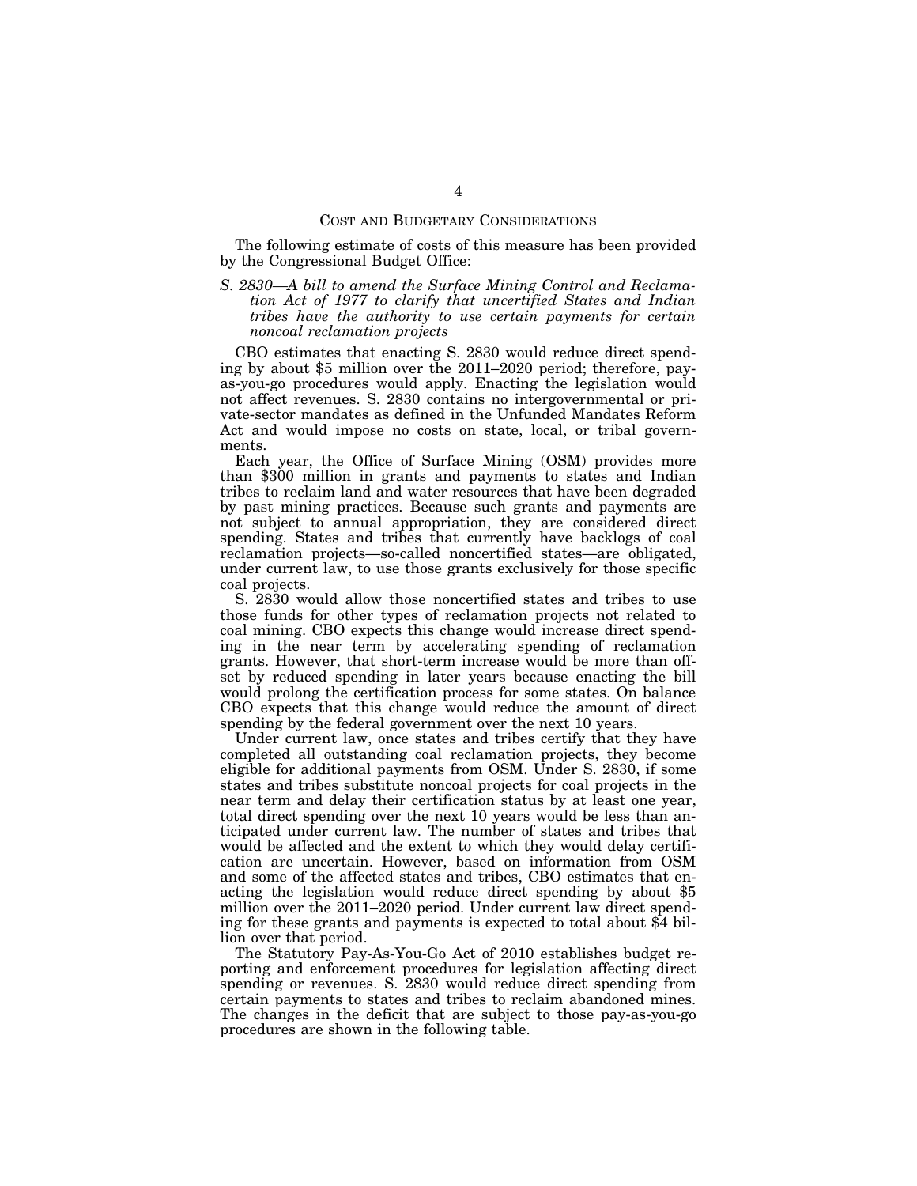## Cost and Budgetary Considerations

The following estimate of costs of this measure has been provided by the Congressional Budget Office:

*S. 2830—A bill to amend the Surface Mining Control and Reclamation Act of 1977 to clarify that uncertified States and Indian tribes have the authority to use certain payments for certain noncoal reclamation projects*

CBO estimates that enacting S. 2830 would reduce direct spending by about $5 million over the 2011–2020 period; therefore, pay-as-you-go procedures would apply. Enacting the legislation would not affect revenues. S. 2830 contains no intergovernmental or private-sector mandates as defined in the Unfunded Mandates Reform Act and would impose no costs on state, local, or tribal governments.

Each year, the Office of Surface Mining (OSM) provides more than $300 million in grants and payments to states and Indian tribes to reclaim land and water resources that have been degraded by past mining practices. Because such grants and payments are not subject to annual appropriation, they are considered direct spending. States and tribes that currently have backlogs of coal reclamation projects—so-called noncertified states—are obligated, under current law, to use those grants exclusively for those specific coal projects.

S. 2830 would allow those noncertified states and tribes to use those funds for other types of reclamation projects not related to coal mining. CBO expects this change would increase direct spending in the near term by accelerating spending of reclamation grants. However, that short-term increase would be more than offset by reduced spending in later years because enacting the bill would prolong the certification process for some states. On balance CBO expects that this change would reduce the amount of direct spending by the federal government over the next 10 years.

Under current law, once states and tribes certify that they have completed all outstanding coal reclamation projects, they become eligible for additional payments from OSM. Under S. 2830, if some states and tribes substitute noncoal projects for coal projects in the near term and delay their certification status by at least one year, total direct spending over the next 10 years would be less than anticipated under current law. The number of states and tribes that would be affected and the extent to which they would delay certification are uncertain. However, based on information from OSM and some of the affected states and tribes, CBO estimates that enacting the legislation would reduce direct spending by about $5 million over the 2011–2020 period. Under current law direct spending for these grants and payments is expected to total about $4 billion over that period.

The Statutory Pay-As-You-Go Act of 2010 establishes budget reporting and enforcement procedures for legislation affecting direct spending or revenues. S. 2830 would reduce direct spending from certain payments to states and tribes to reclaim abandoned mines. The changes in the deficit that are subject to those pay-as-you-go procedures are shown in the following table.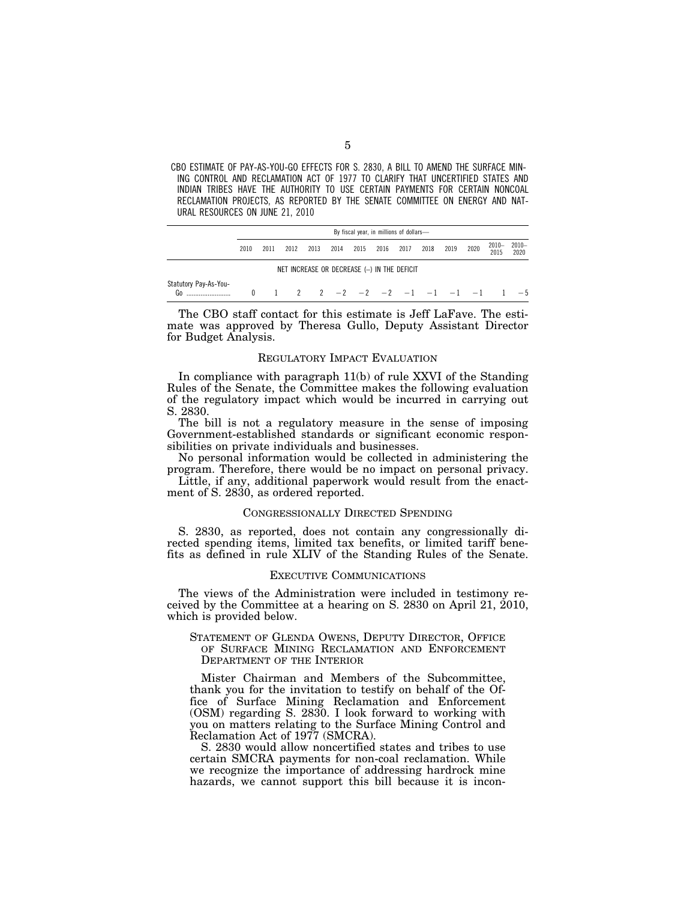CBO ESTIMATE OF PAY-AS-YOU-GO EFFECTS FOR S. 2830, A BILL TO AMEND THE SURFACE MINING CONTROL AND RECLAMATION ACT OF 1977 TO CLARIFY THAT UNCERTIFIED STATES AND INDIAN TRIBES HAVE THE AUTHORITY TO USE CERTAIN PAYMENTS FOR CERTAIN NONCOAL RECLAMATION PROJECTS, AS REPORTED BY THE SENATE COMMITTEE ON ENERGY AND NATURAL RESOURCES ON JUNE 21, 2010

| | By fiscal year, in millions of dollars— | | | | | | | | | | | | |
|---|---|---|---|---|---|---|---|---|---|---|---|---|---|
| | 2010 | 2011 | 2012 | 2013 | 2014 | 2015 | 2016 | 2017 | 2018 | 2019 | 2020 | 2010–2015 | 2010–2020 |
| | NET INCREASE OR DECREASE (–) IN THE DEFICIT | | | | | | | | | | | | |
| Statutory Pay-As-You-Go .......................... | 0 | 1 | 2 | 2 | −2 | −2 | −2 | −1 | −1 | −1 | −1 | 1 | −5 |

The CBO staff contact for this estimate is Jeff LaFave. The estimate was approved by Theresa Gullo, Deputy Assistant Director for Budget Analysis.

## REGULATORY IMPACT EVALUATION

In compliance with paragraph 11(b) of rule XXVI of the Standing Rules of the Senate, the Committee makes the following evaluation of the regulatory impact which would be incurred in carrying out S. 2830.

The bill is not a regulatory measure in the sense of imposing Government-established standards or significant economic responsibilities on private individuals and businesses.

No personal information would be collected in administering the program. Therefore, there would be no impact on personal privacy.

Little, if any, additional paperwork would result from the enactment of S. 2830, as ordered reported.

## CONGRESSIONALLY DIRECTED SPENDING

S. 2830, as reported, does not contain any congressionally directed spending items, limited tax benefits, or limited tariff benefits as defined in rule XLIV of the Standing Rules of the Senate.

## EXECUTIVE COMMUNICATIONS

The views of the Administration were included in testimony received by the Committee at a hearing on S. 2830 on April 21, 2010, which is provided below.

### STATEMENT OF GLENDA OWENS, DEPUTY DIRECTOR, OFFICE OF SURFACE MINING RECLAMATION AND ENFORCEMENT DEPARTMENT OF THE INTERIOR

Mister Chairman and Members of the Subcommittee, thank you for the invitation to testify on behalf of the Office of Surface Mining Reclamation and Enforcement (OSM) regarding S. 2830. I look forward to working with you on matters relating to the Surface Mining Control and Reclamation Act of 1977 (SMCRA).

S. 2830 would allow noncertified states and tribes to use certain SMCRA payments for non-coal reclamation. While we recognize the importance of addressing hardrock mine hazards, we cannot support this bill because it is incon-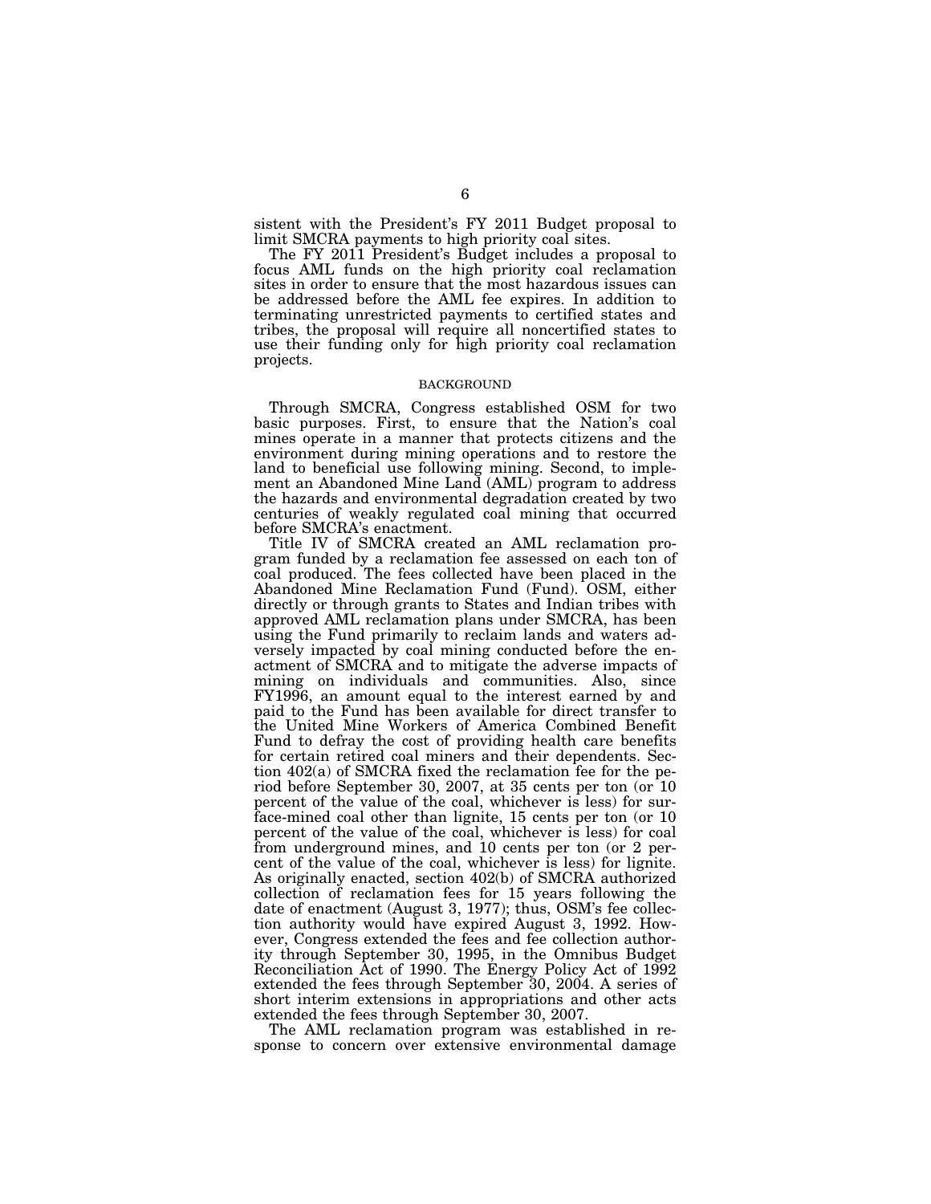sistent with the President's FY 2011 Budget proposal to limit SMCRA payments to high priority coal sites.

The FY 2011 President's Budget includes a proposal to focus AML funds on the high priority coal reclamation sites in order to ensure that the most hazardous issues can be addressed before the AML fee expires. In addition to terminating unrestricted payments to certified states and tribes, the proposal will require all noncertified states to use their funding only for high priority coal reclamation projects.

## BACKGROUND

Through SMCRA, Congress established OSM for two basic purposes. First, to ensure that the Nation's coal mines operate in a manner that protects citizens and the environment during mining operations and to restore the land to beneficial use following mining. Second, to implement an Abandoned Mine Land (AML) program to address the hazards and environmental degradation created by two centuries of weakly regulated coal mining that occurred before SMCRA's enactment.

Title IV of SMCRA created an AML reclamation program funded by a reclamation fee assessed on each ton of coal produced. The fees collected have been placed in the Abandoned Mine Reclamation Fund (Fund). OSM, either directly or through grants to States and Indian tribes with approved AML reclamation plans under SMCRA, has been using the Fund primarily to reclaim lands and waters adversely impacted by coal mining conducted before the enactment of SMCRA and to mitigate the adverse impacts of mining on individuals and communities. Also, since FY1996, an amount equal to the interest earned by and paid to the Fund has been available for direct transfer to the United Mine Workers of America Combined Benefit Fund to defray the cost of providing health care benefits for certain retired coal miners and their dependents. Section 402(a) of SMCRA fixed the reclamation fee for the period before September 30, 2007, at 35 cents per ton (or 10 percent of the value of the coal, whichever is less) for surface-mined coal other than lignite, 15 cents per ton (or 10 percent of the value of the coal, whichever is less) for coal from underground mines, and 10 cents per ton (or 2 percent of the value of the coal, whichever is less) for lignite. As originally enacted, section 402(b) of SMCRA authorized collection of reclamation fees for 15 years following the date of enactment (August 3, 1977); thus, OSM's fee collection authority would have expired August 3, 1992. However, Congress extended the fees and fee collection authority through September 30, 1995, in the Omnibus Budget Reconciliation Act of 1990. The Energy Policy Act of 1992 extended the fees through September 30, 2004. A series of short interim extensions in appropriations and other acts extended the fees through September 30, 2007.

The AML reclamation program was established in response to concern over extensive environmental damage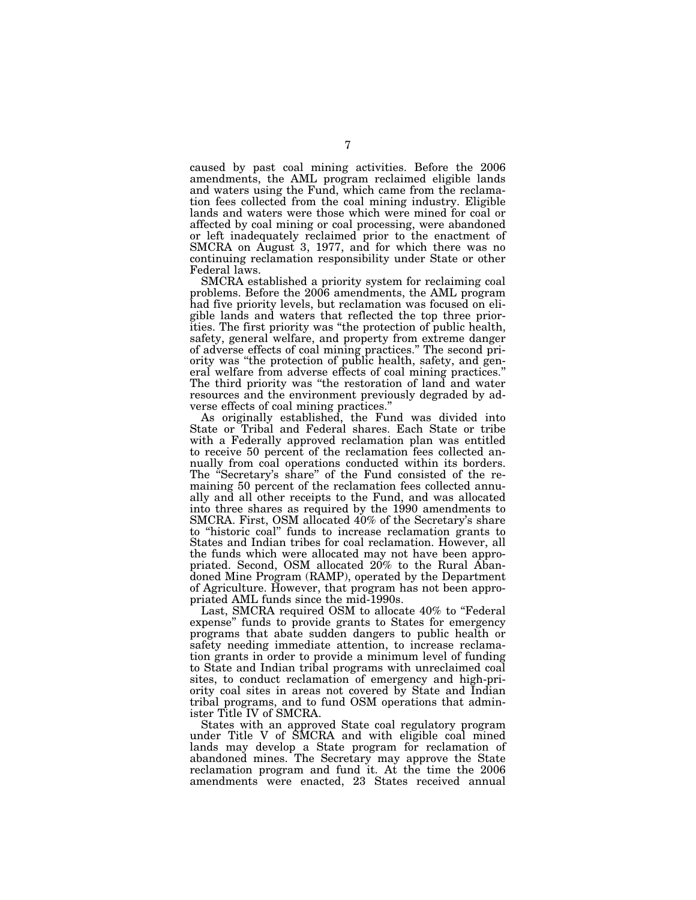caused by past coal mining activities. Before the 2006 amendments, the AML program reclaimed eligible lands and waters using the Fund, which came from the reclamation fees collected from the coal mining industry. Eligible lands and waters were those which were mined for coal or affected by coal mining or coal processing, were abandoned or left inadequately reclaimed prior to the enactment of SMCRA on August 3, 1977, and for which there was no continuing reclamation responsibility under State or other Federal laws.

SMCRA established a priority system for reclaiming coal problems. Before the 2006 amendments, the AML program had five priority levels, but reclamation was focused on eligible lands and waters that reflected the top three priorities. The first priority was "the protection of public health, safety, general welfare, and property from extreme danger of adverse effects of coal mining practices." The second priority was "the protection of public health, safety, and general welfare from adverse effects of coal mining practices." The third priority was "the restoration of land and water resources and the environment previously degraded by adverse effects of coal mining practices."

As originally established, the Fund was divided into State or Tribal and Federal shares. Each State or tribe with a Federally approved reclamation plan was entitled to receive 50 percent of the reclamation fees collected annually from coal operations conducted within its borders. The "Secretary's share" of the Fund consisted of the remaining 50 percent of the reclamation fees collected annually and all other receipts to the Fund, and was allocated into three shares as required by the 1990 amendments to SMCRA. First, OSM allocated 40% of the Secretary's share to "historic coal" funds to increase reclamation grants to States and Indian tribes for coal reclamation. However, all the funds which were allocated may not have been appropriated. Second, OSM allocated 20% to the Rural Abandoned Mine Program (RAMP), operated by the Department of Agriculture. However, that program has not been appropriated AML funds since the mid-1990s.

Last, SMCRA required OSM to allocate 40% to "Federal expense" funds to provide grants to States for emergency programs that abate sudden dangers to public health or safety needing immediate attention, to increase reclamation grants in order to provide a minimum level of funding to State and Indian tribal programs with unreclaimed coal sites, to conduct reclamation of emergency and high-priority coal sites in areas not covered by State and Indian tribal programs, and to fund OSM operations that administer Title IV of SMCRA.

States with an approved State coal regulatory program under Title V of SMCRA and with eligible coal mined lands may develop a State program for reclamation of abandoned mines. The Secretary may approve the State reclamation program and fund it. At the time the 2006 amendments were enacted, 23 States received annual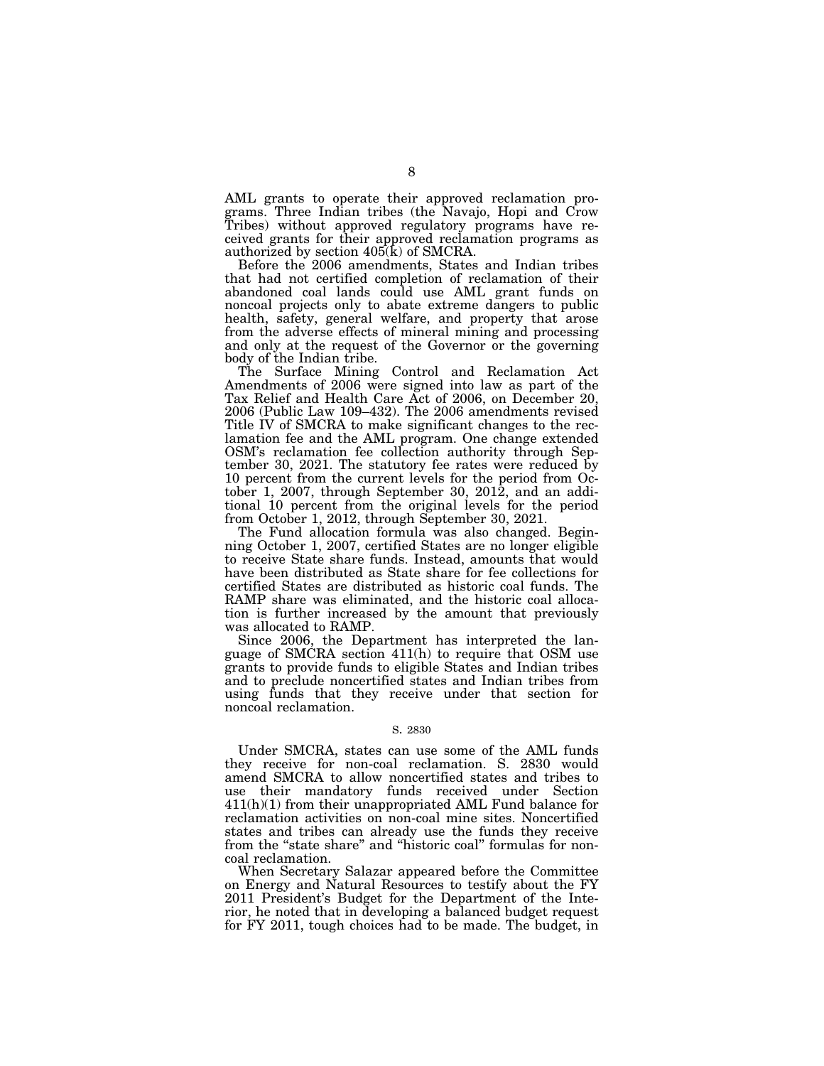AML grants to operate their approved reclamation programs. Three Indian tribes (the Navajo, Hopi and Crow Tribes) without approved regulatory programs have received grants for their approved reclamation programs as authorized by section 405(k) of SMCRA.

Before the 2006 amendments, States and Indian tribes that had not certified completion of reclamation of their abandoned coal lands could use AML grant funds on noncoal projects only to abate extreme dangers to public health, safety, general welfare, and property that arose from the adverse effects of mineral mining and processing and only at the request of the Governor or the governing body of the Indian tribe.

The Surface Mining Control and Reclamation Act Amendments of 2006 were signed into law as part of the Tax Relief and Health Care Act of 2006, on December 20, 2006 (Public Law 109–432). The 2006 amendments revised Title IV of SMCRA to make significant changes to the reclamation fee and the AML program. One change extended OSM's reclamation fee collection authority through September 30, 2021. The statutory fee rates were reduced by 10 percent from the current levels for the period from October 1, 2007, through September 30, 2012, and an additional 10 percent from the original levels for the period from October 1, 2012, through September 30, 2021.

The Fund allocation formula was also changed. Beginning October 1, 2007, certified States are no longer eligible to receive State share funds. Instead, amounts that would have been distributed as State share for fee collections for certified States are distributed as historic coal funds. The RAMP share was eliminated, and the historic coal allocation is further increased by the amount that previously was allocated to RAMP.

Since 2006, the Department has interpreted the language of SMCRA section 411(h) to require that OSM use grants to provide funds to eligible States and Indian tribes and to preclude noncertified states and Indian tribes from using funds that they receive under that section for noncoal reclamation.

S. 2830

Under SMCRA, states can use some of the AML funds they receive for non-coal reclamation. S. 2830 would amend SMCRA to allow noncertified states and tribes to use their mandatory funds received under Section 411(h)(1) from their unappropriated AML Fund balance for reclamation activities on non-coal mine sites. Noncertified states and tribes can already use the funds they receive from the "state share" and "historic coal" formulas for non-coal reclamation.

When Secretary Salazar appeared before the Committee on Energy and Natural Resources to testify about the FY 2011 President's Budget for the Department of the Interior, he noted that in developing a balanced budget request for FY 2011, tough choices had to be made. The budget, in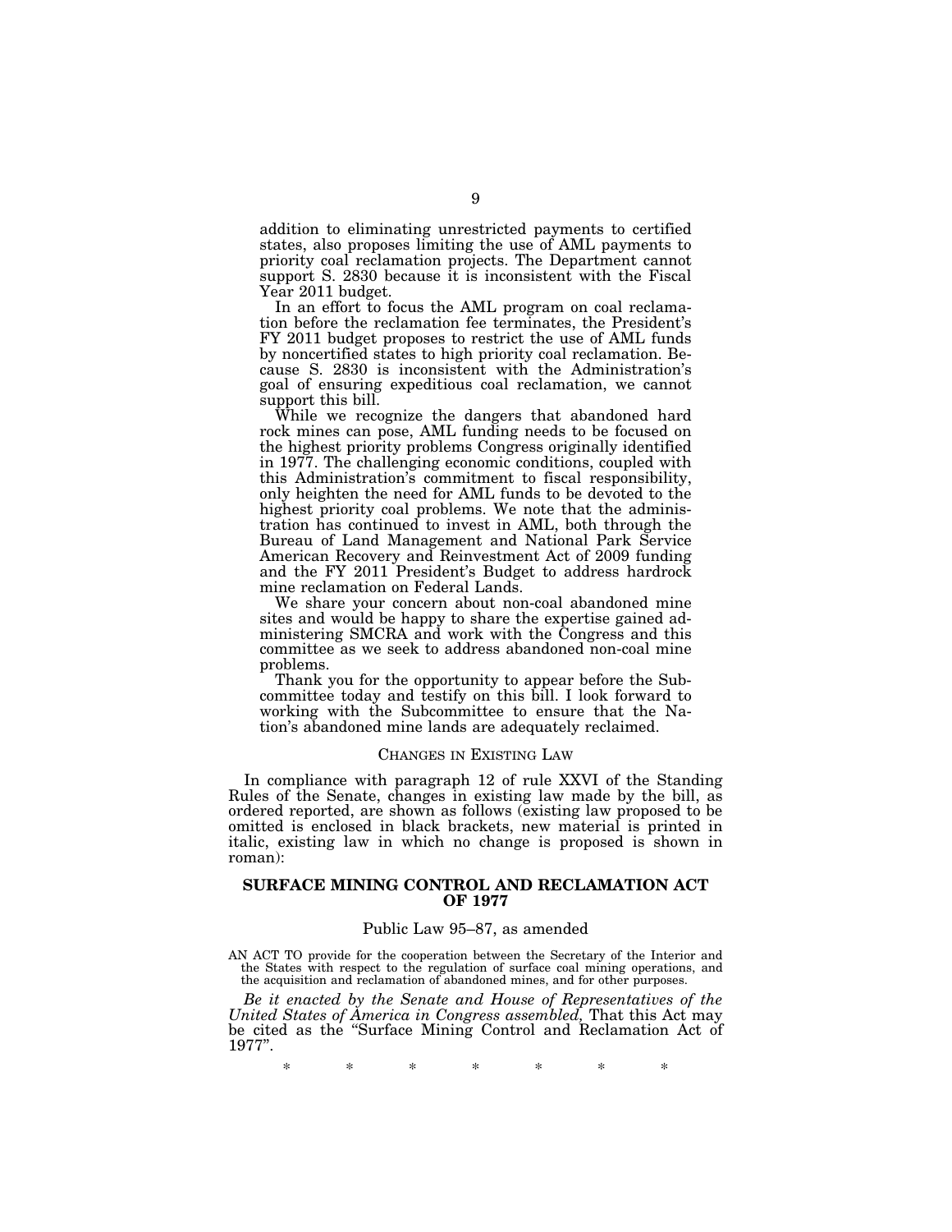addition to eliminating unrestricted payments to certified states, also proposes limiting the use of AML payments to priority coal reclamation projects. The Department cannot support S. 2830 because it is inconsistent with the Fiscal Year 2011 budget.

In an effort to focus the AML program on coal reclamation before the reclamation fee terminates, the President's FY 2011 budget proposes to restrict the use of AML funds by noncertified states to high priority coal reclamation. Because S. 2830 is inconsistent with the Administration's goal of ensuring expeditious coal reclamation, we cannot support this bill.

While we recognize the dangers that abandoned hard rock mines can pose, AML funding needs to be focused on the highest priority problems Congress originally identified in 1977. The challenging economic conditions, coupled with this Administration's commitment to fiscal responsibility, only heighten the need for AML funds to be devoted to the highest priority coal problems. We note that the administration has continued to invest in AML, both through the Bureau of Land Management and National Park Service American Recovery and Reinvestment Act of 2009 funding and the FY 2011 President's Budget to address hardrock mine reclamation on Federal Lands.

We share your concern about non-coal abandoned mine sites and would be happy to share the expertise gained administering SMCRA and work with the Congress and this committee as we seek to address abandoned non-coal mine problems.

Thank you for the opportunity to appear before the Subcommittee today and testify on this bill. I look forward to working with the Subcommittee to ensure that the Nation's abandoned mine lands are adequately reclaimed.

## CHANGES IN EXISTING LAW

In compliance with paragraph 12 of rule XXVI of the Standing Rules of the Senate, changes in existing law made by the bill, as ordered reported, are shown as follows (existing law proposed to be omitted is enclosed in black brackets, new material is printed in italic, existing law in which no change is proposed is shown in roman):

### SURFACE MINING CONTROL AND RECLAMATION ACT OF 1977

Public Law 95–87, as amended

AN ACT TO provide for the cooperation between the Secretary of the Interior and the States with respect to the regulation of surface coal mining operations, and the acquisition and reclamation of abandoned mines, and for other purposes.

*Be it enacted by the Senate and House of Representatives of the United States of America in Congress assembled,* That this Act may be cited as the "Surface Mining Control and Reclamation Act of 1977".

\* \* \* \* \* \* \*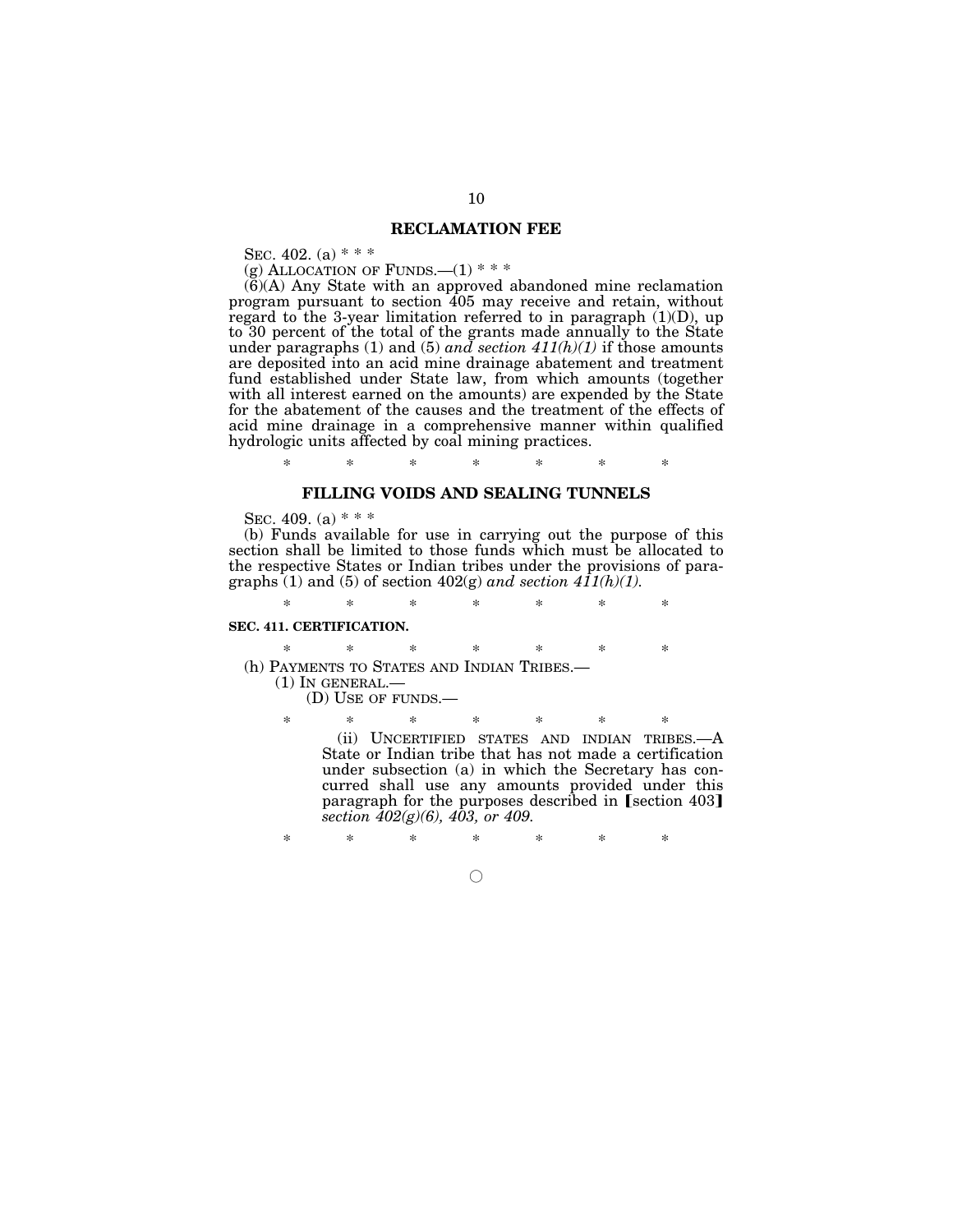## RECLAMATION FEE

SEC. 402. (a) * * *

(g) ALLOCATION OF FUNDS.—(1) * * *

(6)(A) Any State with an approved abandoned mine reclamation program pursuant to section 405 may receive and retain, without regard to the 3-year limitation referred to in paragraph (1)(D), up to 30 percent of the total of the grants made annually to the State under paragraphs (1) and (5) *and section 411(h)(1)* if those amounts are deposited into an acid mine drainage abatement and treatment fund established under State law, from which amounts (together with all interest earned on the amounts) are expended by the State for the abatement of the causes and the treatment of the effects of acid mine drainage in a comprehensive manner within qualified hydrologic units affected by coal mining practices.

\* \* \* \* \* \* \*

## FILLING VOIDS AND SEALING TUNNELS

SEC. 409. (a) * * *

(b) Funds available for use in carrying out the purpose of this section shall be limited to those funds which must be allocated to the respective States or Indian tribes under the provisions of paragraphs (1) and (5) of section 402(g) *and section 411(h)(1)*.

\* \* \* \* \* \* \*

**SEC. 411. CERTIFICATION.**

\* \* \* \* \* \* \*

(h) PAYMENTS TO STATES AND INDIAN TRIBES.—

(1) IN GENERAL.—

(D) USE OF FUNDS.—

\* \* \* \* \* \* \*

(ii) UNCERTIFIED STATES AND INDIAN TRIBES.—A State or Indian tribe that has not made a certification under subsection (a) in which the Secretary has concurred shall use any amounts provided under this paragraph for the purposes described in [section 403] *section 402(g)(6), 403, or 409*.

\* \* \* \* \* \* \*